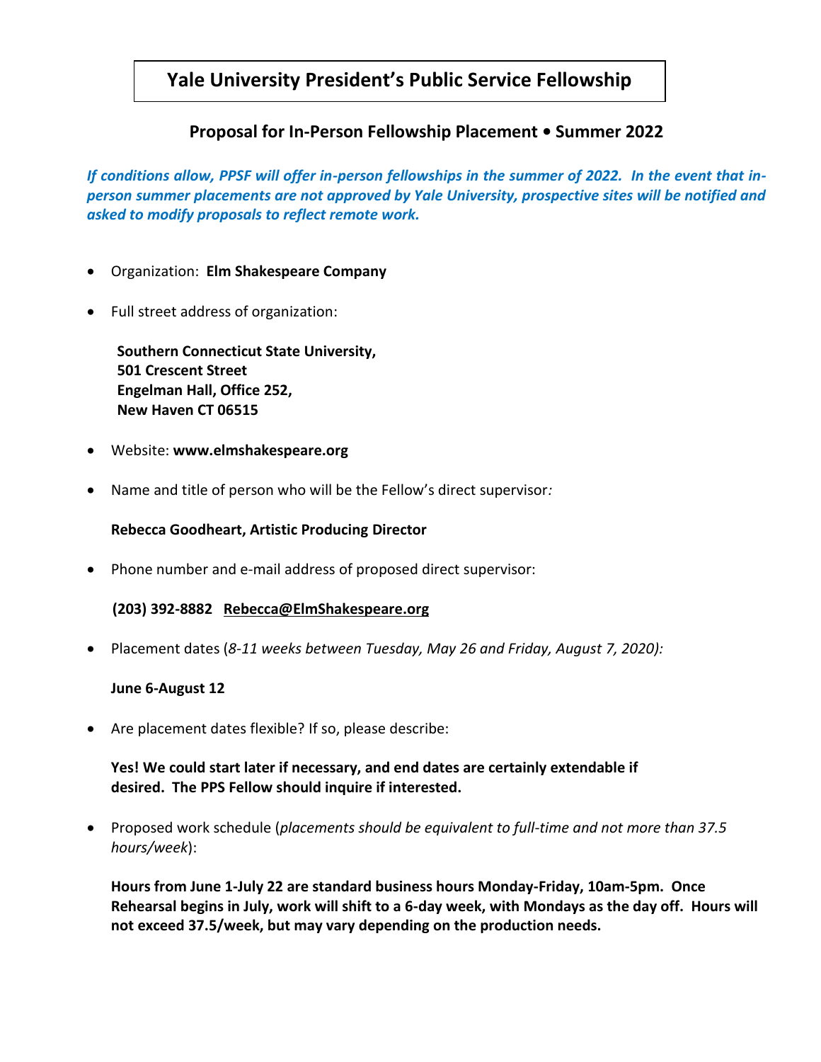# Yale University President's Public Service Fellowship

## Proposal for In-Person Fellowship Placement • Summer 2022

***If conditions allow, PPSF will offer in-person fellowships in the summer of 2022. In the event that in-person summer placements are not approved by Yale University, prospective sites will be notified and asked to modify proposals to reflect remote work.***

- Organization: **Elm Shakespeare Company**

- Full street address of organization:

  **Southern Connecticut State University,**
  **501 Crescent Street**
  **Engelman Hall, Office 252,**
  **New Haven CT 06515**

- Website: **www.elmshakespeare.org**

- Name and title of person who will be the Fellow's direct supervisor*:*

  **Rebecca Goodheart, Artistic Producing Director**

- Phone number and e-mail address of proposed direct supervisor:

  **(203) 392-8882 Rebecca@ElmShakespeare.org**

- Placement dates (*8-11 weeks between Tuesday, May 26 and Friday, August 7, 2020):*

  **June 6-August 12**

- Are placement dates flexible? If so, please describe:

  **Yes! We could start later if necessary, and end dates are certainly extendable if desired. The PPS Fellow should inquire if interested.**

- Proposed work schedule (*placements should be equivalent to full-time and not more than 37.5 hours/week*):

  **Hours from June 1-July 22 are standard business hours Monday-Friday, 10am-5pm. Once Rehearsal begins in July, work will shift to a 6-day week, with Mondays as the day off. Hours will not exceed 37.5/week, but may vary depending on the production needs.**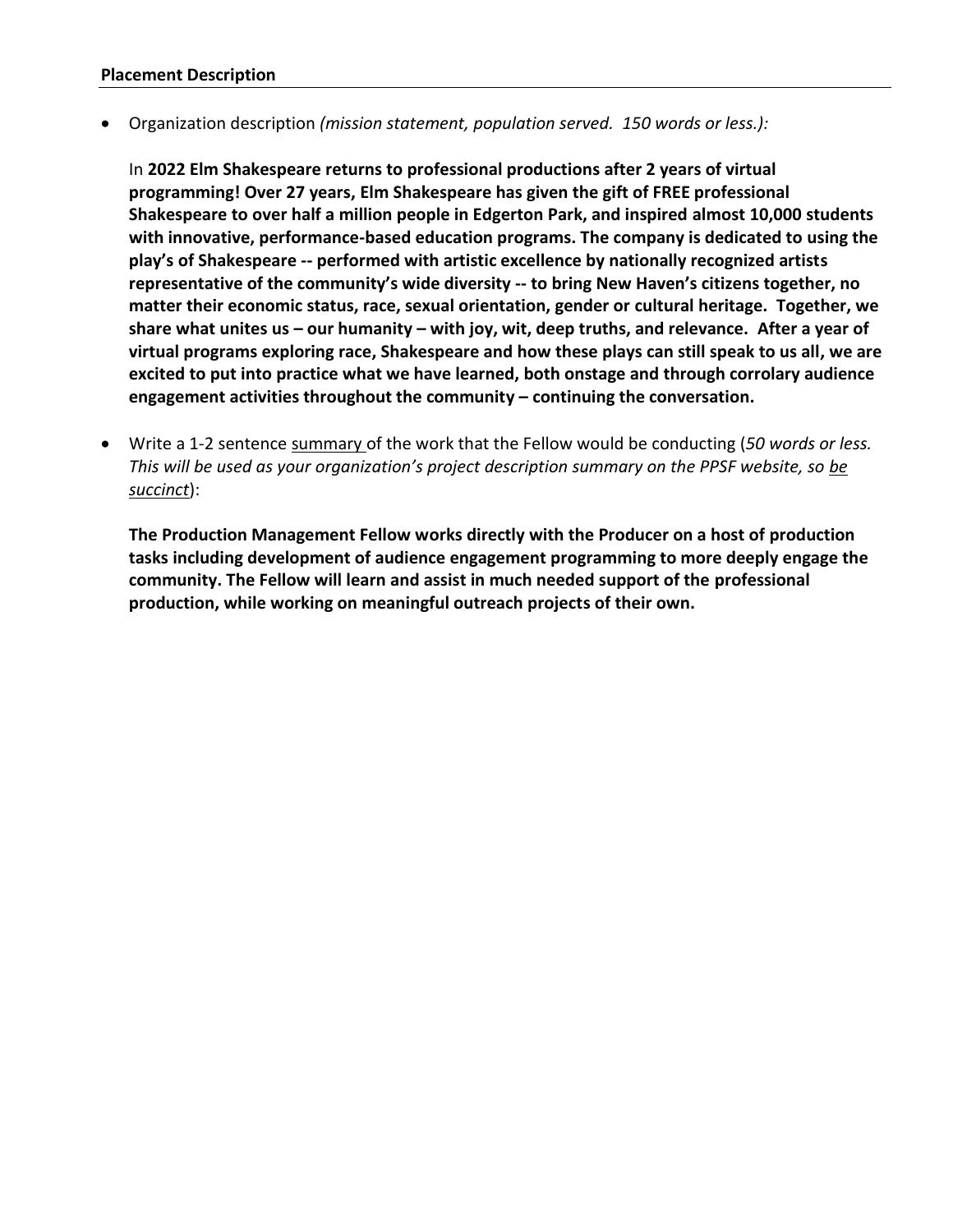**Placement Description**

- Organization description *(mission statement, population served. 150 words or less.):*

  In **2022 Elm Shakespeare returns to professional productions after 2 years of virtual programming! Over 27 years, Elm Shakespeare has given the gift of FREE professional Shakespeare to over half a million people in Edgerton Park, and inspired almost 10,000 students with innovative, performance-based education programs. The company is dedicated to using the play's of Shakespeare -- performed with artistic excellence by nationally recognized artists representative of the community's wide diversity -- to bring New Haven's citizens together, no matter their economic status, race, sexual orientation, gender or cultural heritage. Together, we share what unites us – our humanity – with joy, wit, deep truths, and relevance. After a year of virtual programs exploring race, Shakespeare and how these plays can still speak to us all, we are excited to put into practice what we have learned, both onstage and through corrolary audience engagement activities throughout the community – continuing the conversation.**

- Write a 1-2 sentence <u>summary</u> of the work that the Fellow would be conducting (*50 words or less. This will be used as your organization's project description summary on the PPSF website, so <u>be succinct</u>*):

  **The Production Management Fellow works directly with the Producer on a host of production tasks including development of audience engagement programming to more deeply engage the community. The Fellow will learn and assist in much needed support of the professional production, while working on meaningful outreach projects of their own.**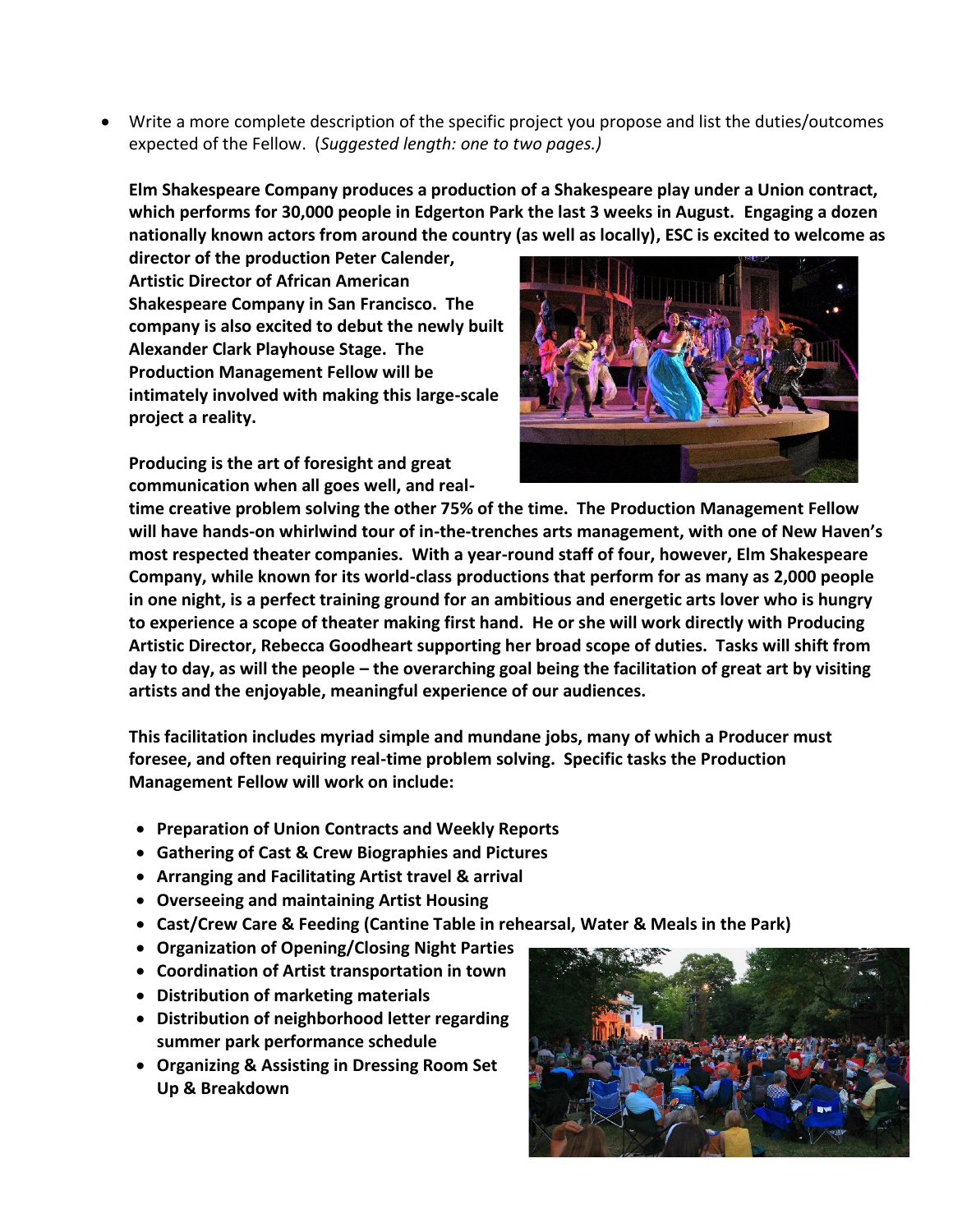- Write a more complete description of the specific project you propose and list the duties/outcomes expected of the Fellow. (*Suggested length: one to two pages.*)

**Elm Shakespeare Company produces a production of a Shakespeare play under a Union contract, which performs for 30,000 people in Edgerton Park the last 3 weeks in August. Engaging a dozen nationally known actors from around the country (as well as locally), ESC is excited to welcome as director of the production Peter Calender, Artistic Director of African American Shakespeare Company in San Francisco. The company is also excited to debut the newly built Alexander Clark Playhouse Stage. The Production Management Fellow will be intimately involved with making this large-scale project a reality.**

**Producing is the art of foresight and great communication when all goes well, and real-time creative problem solving the other 75% of the time. The Production Management Fellow will have hands-on whirlwind tour of in-the-trenches arts management, with one of New Haven's most respected theater companies. With a year-round staff of four, however, Elm Shakespeare Company, while known for its world-class productions that perform for as many as 2,000 people in one night, is a perfect training ground for an ambitious and energetic arts lover who is hungry to experience a scope of theater making first hand. He or she will work directly with Producing Artistic Director, Rebecca Goodheart supporting her broad scope of duties. Tasks will shift from day to day, as will the people – the overarching goal being the facilitation of great art by visiting artists and the enjoyable, meaningful experience of our audiences.**

**This facilitation includes myriad simple and mundane jobs, many of which a Producer must foresee, and often requiring real-time problem solving. Specific tasks the Production Management Fellow will work on include:**

- **Preparation of Union Contracts and Weekly Reports**
- **Gathering of Cast & Crew Biographies and Pictures**
- **Arranging and Facilitating Artist travel & arrival**
- **Overseeing and maintaining Artist Housing**
- **Cast/Crew Care & Feeding (Cantine Table in rehearsal, Water & Meals in the Park)**
- **Organization of Opening/Closing Night Parties**
- **Coordination of Artist transportation in town**
- **Distribution of marketing materials**
- **Distribution of neighborhood letter regarding summer park performance schedule**
- **Organizing & Assisting in Dressing Room Set Up & Breakdown**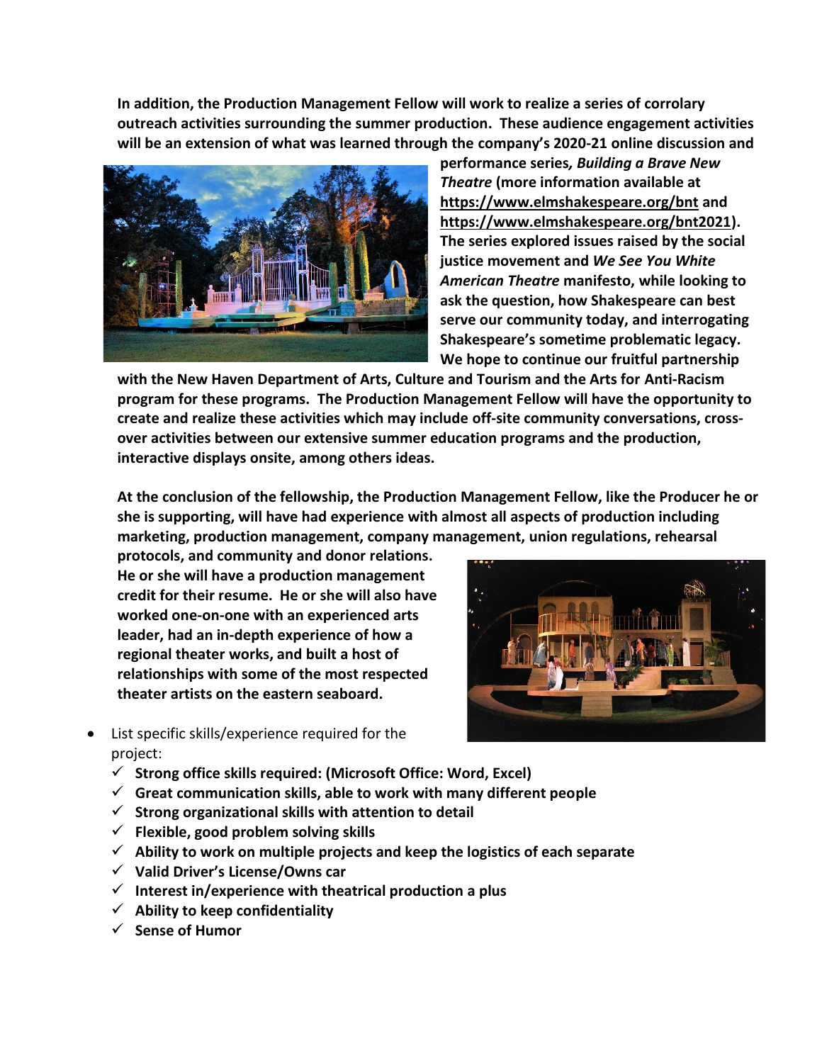**In addition, the Production Management Fellow will work to realize a series of corrolary outreach activities surrounding the summer production. These audience engagement activities will be an extension of what was learned through the company's 2020-21 online discussion and performance series*, Building a Brave New Theatre* (more information available at https://www.elmshakespeare.org/bnt and https://www.elmshakespeare.org/bnt2021). The series explored issues raised by the social justice movement and *We See You White American Theatre* manifesto, while looking to ask the question, how Shakespeare can best serve our community today, and interrogating Shakespeare's sometime problematic legacy. We hope to continue our fruitful partnership with the New Haven Department of Arts, Culture and Tourism and the Arts for Anti-Racism program for these programs. The Production Management Fellow will have the opportunity to create and realize these activities which may include off-site community conversations, cross-over activities between our extensive summer education programs and the production, interactive displays onsite, among others ideas.**

**At the conclusion of the fellowship, the Production Management Fellow, like the Producer he or she is supporting, will have had experience with almost all aspects of production including marketing, production management, company management, union regulations, rehearsal protocols, and community and donor relations. He or she will have a production management credit for their resume. He or she will also have worked one-on-one with an experienced arts leader, had an in-depth experience of how a regional theater works, and built a host of relationships with some of the most respected theater artists on the eastern seaboard.**

- List specific skills/experience required for the project:
  - ✓ **Strong office skills required: (Microsoft Office: Word, Excel)**
  - ✓ **Great communication skills, able to work with many different people**
  - ✓ **Strong organizational skills with attention to detail**
  - ✓ **Flexible, good problem solving skills**
  - ✓ **Ability to work on multiple projects and keep the logistics of each separate**
  - ✓ **Valid Driver's License/Owns car**
  - ✓ **Interest in/experience with theatrical production a plus**
  - ✓ **Ability to keep confidentiality**
  - ✓ **Sense of Humor**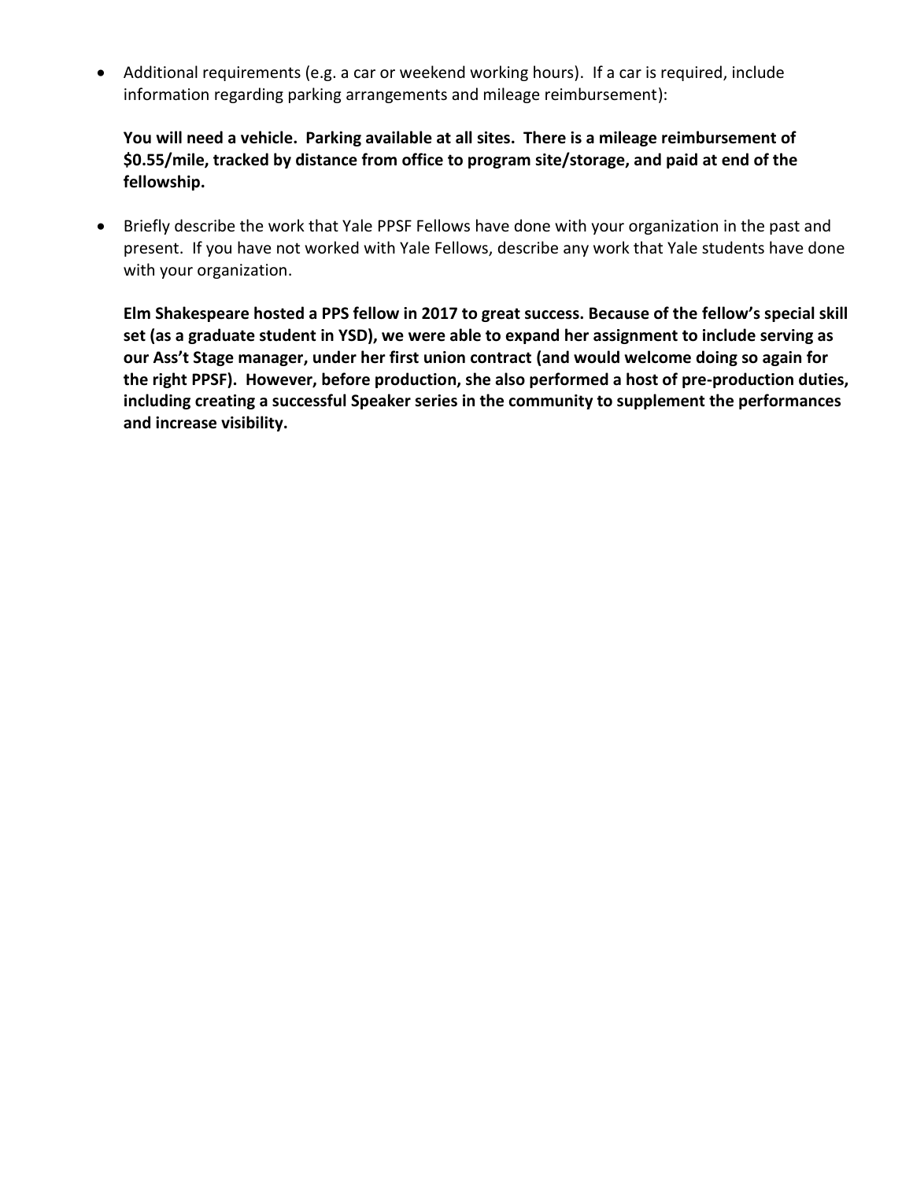- Additional requirements (e.g. a car or weekend working hours). If a car is required, include information regarding parking arrangements and mileage reimbursement):

  **You will need a vehicle. Parking available at all sites. There is a mileage reimbursement of $0.55/mile, tracked by distance from office to program site/storage, and paid at end of the fellowship.**

- Briefly describe the work that Yale PPSF Fellows have done with your organization in the past and present. If you have not worked with Yale Fellows, describe any work that Yale students have done with your organization.

  **Elm Shakespeare hosted a PPS fellow in 2017 to great success. Because of the fellow's special skill set (as a graduate student in YSD), we were able to expand her assignment to include serving as our Ass't Stage manager, under her first union contract (and would welcome doing so again for the right PPSF). However, before production, she also performed a host of pre-production duties, including creating a successful Speaker series in the community to supplement the performances and increase visibility.**